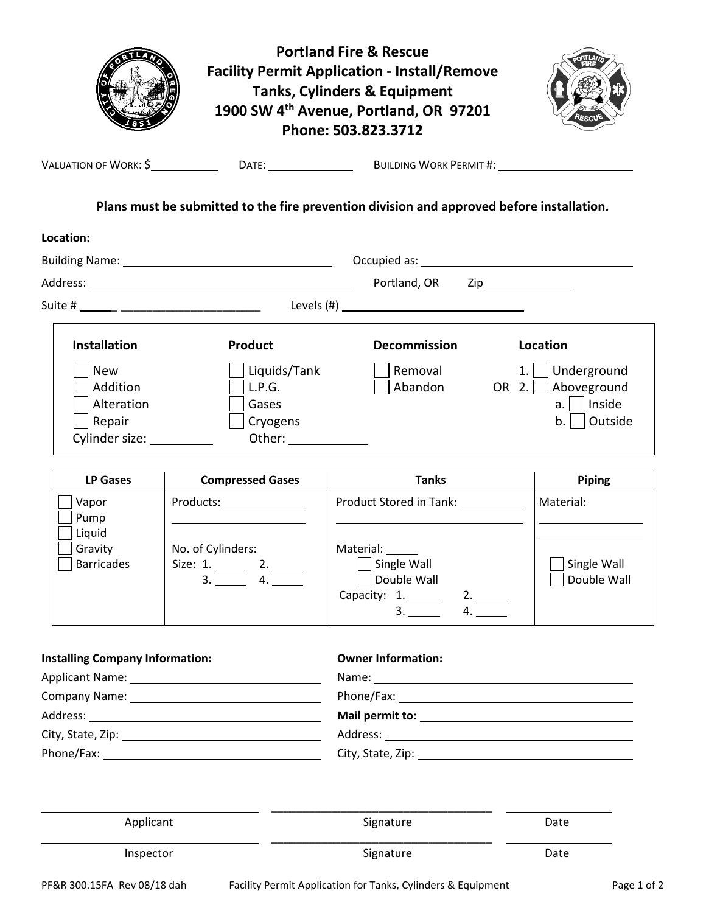# Portland Fire & Rescue
## Facility Permit Application - Install/Remove Tanks, Cylinders & Equipment
**1900 SW 4th Avenue, Portland, OR 97201**
**Phone: 503.823.3712**

VALUATION OF WORK: $__________ DATE: __________ BUILDING WORK PERMIT #: __________

**Plans must be submitted to the fire prevention division and approved before installation.**

**Location:**

Building Name: __________ Occupied as: __________

Address: __________ Portland, OR Zip __________

Suite # ______ __________ Levels (#) __________

| Installation | Product | Decommission | Location |
|---|---|---|---|
| ☐ New | ☐ Liquids/Tank | ☐ Removal | 1. ☐ Underground |
| ☐ Addition | ☐ L.P.G. | ☐ Abandon | OR 2. ☐ Aboveground |
| ☐ Alteration | ☐ Gases | | a. ☐ Inside |
| ☐ Repair | ☐ Cryogens | | b. ☐ Outside |
| Cylinder size: ______ | Other: ______ | | |

| LP Gases | Compressed Gases | Tanks | Piping |
|---|---|---|---|
| ☐ Vapor<br>☐ Pump<br>☐ Liquid<br>☐ Gravity<br>☐ Barricades | Products: ______<br>______<br><br>No. of Cylinders:<br>Size: 1. ______ 2. ______<br>3. ______ 4. ______ | Product Stored in Tank: ______<br>______<br><br>Material: ______<br>☐ Single Wall<br>☐ Double Wall<br>Capacity: 1. ______ 2. ______<br>3. ______ 4. ______ | Material:<br>______<br>______<br><br>☐ Single Wall<br>☐ Double Wall |

**Installing Company Information:**

Applicant Name: __________

Company Name: __________

Address: __________

City, State, Zip: __________

Phone/Fax: __________

**Owner Information:**

Name: __________

Phone/Fax: __________

**Mail permit to:** __________

Address: __________

City, State, Zip: __________

| Applicant | Signature | Date |
|---|---|---|
| Inspector | Signature | Date |

PF&R 300.15FA Rev 08/18 dah Facility Permit Application for Tanks, Cylinders & Equipment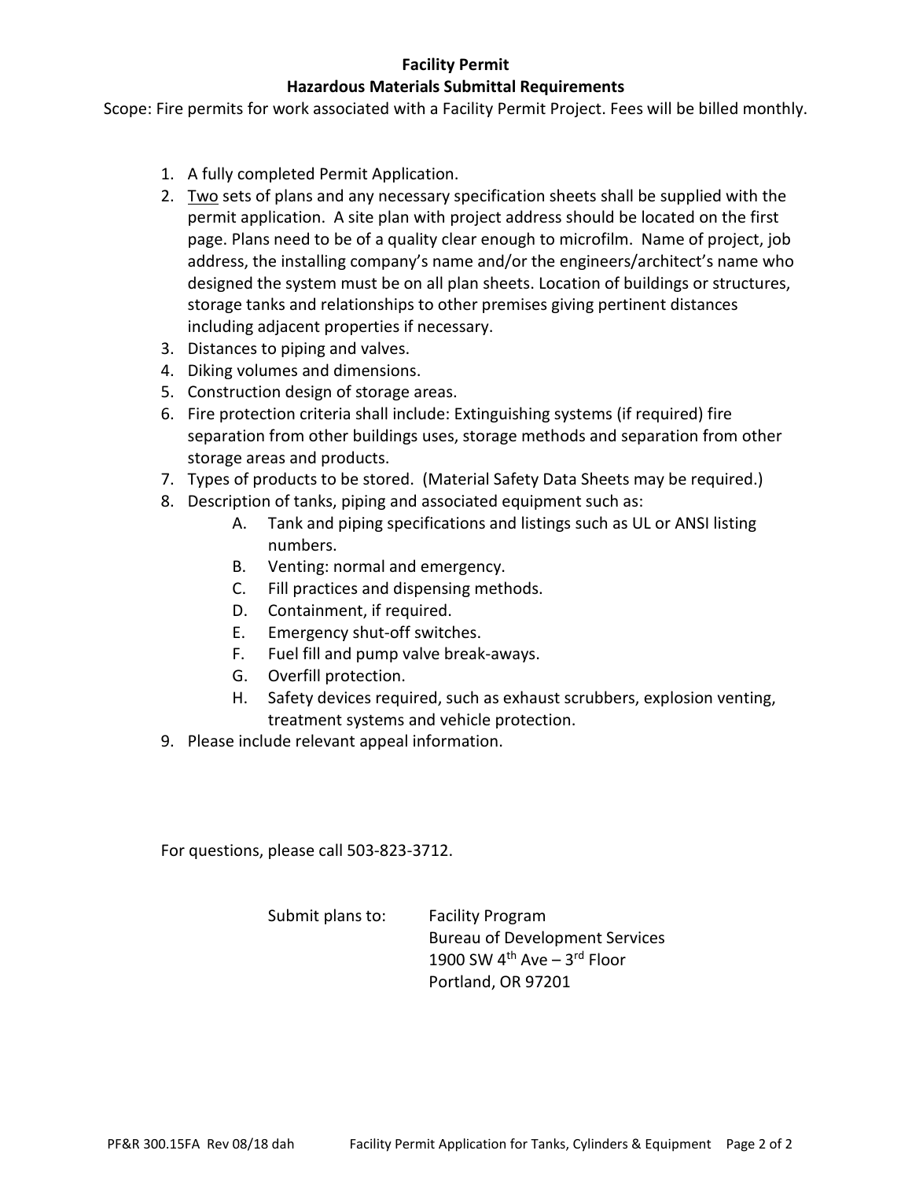# Facility Permit

## Hazardous Materials Submittal Requirements

Scope: Fire permits for work associated with a Facility Permit Project. Fees will be billed monthly.

1. A fully completed Permit Application.
2. Two sets of plans and any necessary specification sheets shall be supplied with the permit application. A site plan with project address should be located on the first page. Plans need to be of a quality clear enough to microfilm. Name of project, job address, the installing company's name and/or the engineers/architect's name who designed the system must be on all plan sheets. Location of buildings or structures, storage tanks and relationships to other premises giving pertinent distances including adjacent properties if necessary.
3. Distances to piping and valves.
4. Diking volumes and dimensions.
5. Construction design of storage areas.
6. Fire protection criteria shall include: Extinguishing systems (if required) fire separation from other buildings uses, storage methods and separation from other storage areas and products.
7. Types of products to be stored. (Material Safety Data Sheets may be required.)
8. Description of tanks, piping and associated equipment such as:
   - A. Tank and piping specifications and listings such as UL or ANSI listing numbers.
   - B. Venting: normal and emergency.
   - C. Fill practices and dispensing methods.
   - D. Containment, if required.
   - E. Emergency shut-off switches.
   - F. Fuel fill and pump valve break-aways.
   - G. Overfill protection.
   - H. Safety devices required, such as exhaust scrubbers, explosion venting, treatment systems and vehicle protection.
9. Please include relevant appeal information.

For questions, please call 503-823-3712.

Submit plans to:

Facility Program
Bureau of Development Services
1900 SW 4th Ave – 3rd Floor
Portland, OR 97201

PF&R 300.15FA Rev 08/18 dah — Facility Permit Application for Tanks, Cylinders & Equipment